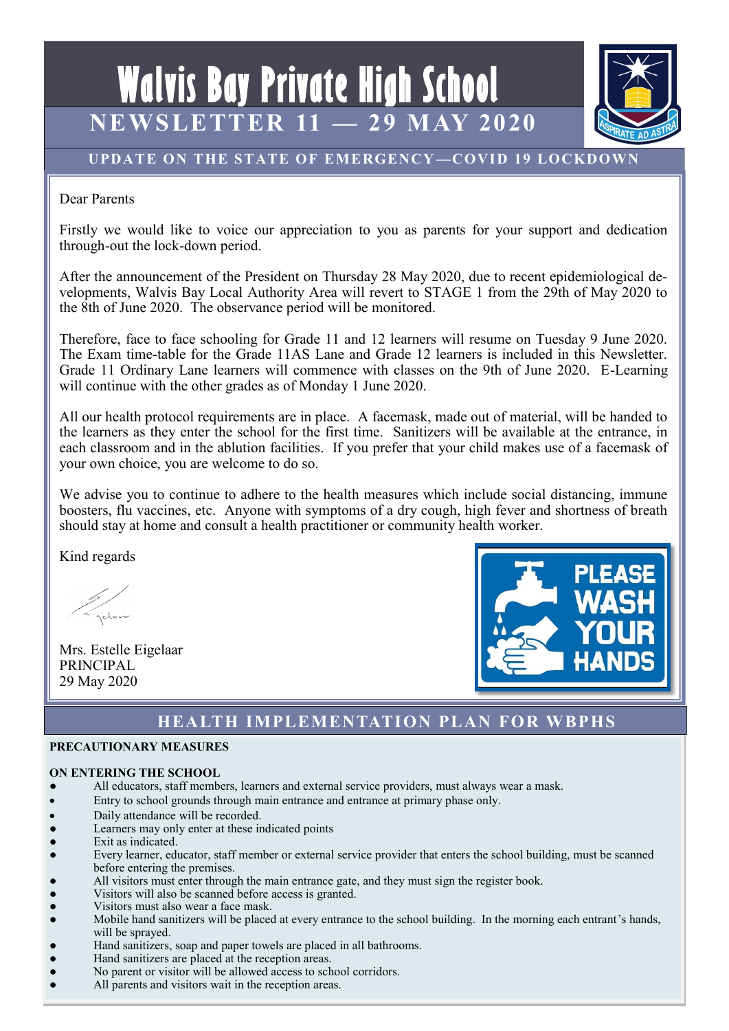# Walvis Bay Private High School

## NEWSLETTER 11 — 29 MAY 2020

### UPDATE ON THE STATE OF EMERGENCY—COVID 19 LOCKDOWN

Dear Parents

Firstly we would like to voice our appreciation to you as parents for your support and dedication through-out the lock-down period.

After the announcement of the President on Thursday 28 May 2020, due to recent epidemiological developments, Walvis Bay Local Authority Area will revert to STAGE 1 from the 29th of May 2020 to the 8th of June 2020. The observance period will be monitored.

Therefore, face to face schooling for Grade 11 and 12 learners will resume on Tuesday 9 June 2020. The Exam time-table for the Grade 11AS Lane and Grade 12 learners is included in this Newsletter. Grade 11 Ordinary Lane learners will commence with classes on the 9th of June 2020. E-Learning will continue with the other grades as of Monday 1 June 2020.

All our health protocol requirements are in place. A facemask, made out of material, will be handed to the learners as they enter the school for the first time. Sanitizers will be available at the entrance, in each classroom and in the ablution facilities. If you prefer that your child makes use of a facemask of your own choice, you are welcome to do so.

We advise you to continue to adhere to the health measures which include social distancing, immune boosters, flu vaccines, etc. Anyone with symptoms of a dry cough, high fever and shortness of breath should stay at home and consult a health practitioner or community health worker.

Kind regards

Mrs. Estelle Eigelaar  
PRINCIPAL  
29 May 2020

PLEASE WASH YOUR HANDS

### HEALTH IMPLEMENTATION PLAN FOR WBPHS

**PRECAUTIONARY MEASURES**

**ON ENTERING THE SCHOOL**

- All educators, staff members, learners and external service providers, must always wear a mask.
- Entry to school grounds through main entrance and entrance at primary phase only.
- Daily attendance will be recorded.
- Learners may only enter at these indicated points
- Exit as indicated.
- Every learner, educator, staff member or external service provider that enters the school building, must be scanned before entering the premises.
- All visitors must enter through the main entrance gate, and they must sign the register book.
- Visitors will also be scanned before access is granted.
- Visitors must also wear a face mask.
- Mobile hand sanitizers will be placed at every entrance to the school building. In the morning each entrant's hands, will be sprayed.
- Hand sanitizers, soap and paper towels are placed in all bathrooms.
- Hand sanitizers are placed at the reception areas.
- No parent or visitor will be allowed access to school corridors.
- All parents and visitors wait in the reception areas.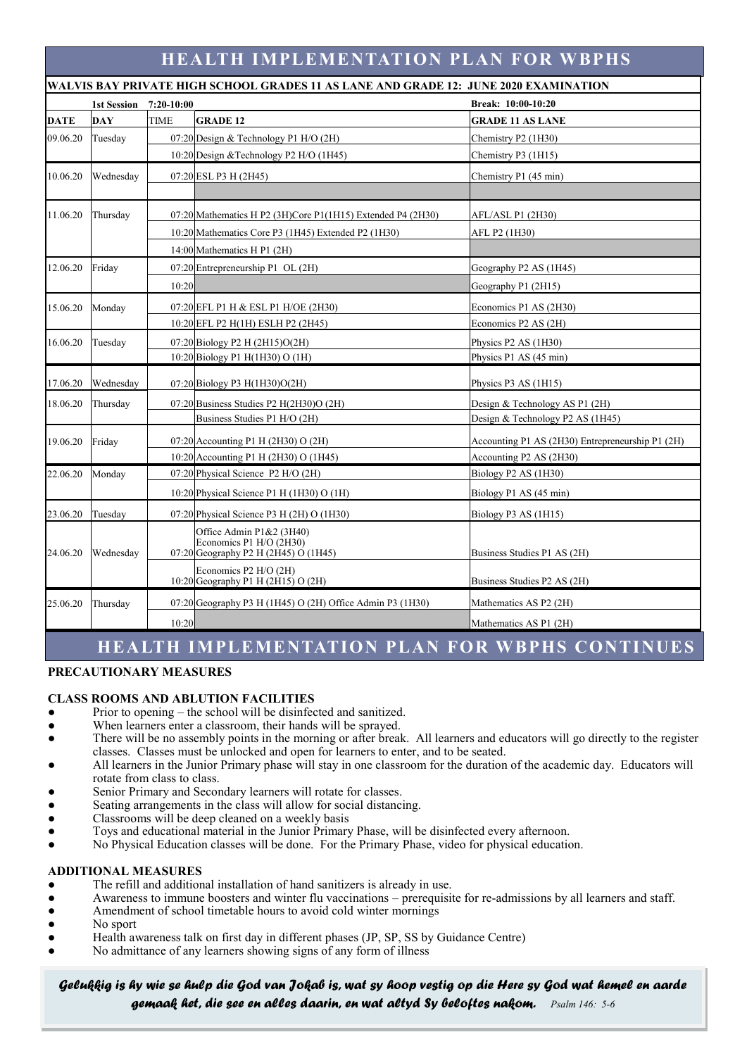# HEALTH IMPLEMENTATION PLAN FOR WBPHS

**WALVIS BAY PRIVATE HIGH SCHOOL GRADES 11 AS LANE AND GRADE 12: JUNE 2020 EXAMINATION**

| | 1st Session | 7:20-10:00 | | Break: 10:00-10:20 |
|---|---|---|---|---|
| **DATE** | **DAY** | **TIME** | **GRADE 12** | **GRADE 11 AS LANE** |
| 09.06.20 | Tuesday | 07:20 | Design & Technology P1 H/O (2H) | Chemistry P2 (1H30) |
| | | 10:20 | Design &Technology P2 H/O (1H45) | Chemistry P3 (1H15) |
| 10.06.20 | Wednesday | 07:20 | ESL P3 H (2H45) | Chemistry P1 (45 min) |
| | | | | |
| 11.06.20 | Thursday | 07:20 | Mathematics H P2 (3H)Core P1(1H15) Extended P4 (2H30) | AFL/ASL P1 (2H30) |
| | | 10:20 | Mathematics Core P3 (1H45) Extended P2 (1H30) | AFL P2 (1H30) |
| | | 14:00 | Mathematics H P1 (2H) | |
| 12.06.20 | Friday | 07:20 | Entrepreneurship P1 OL (2H) | Geography P2 AS (1H45) |
| | | 10:20 | | Geography P1 (2H15) |
| 15.06.20 | Monday | 07:20 | EFL P1 H & ESL P1 H/OE (2H30) | Economics P1 AS (2H30) |
| | | 10:20 | EFL P2 H(1H) ESLH P2 (2H45) | Economics P2 AS (2H) |
| 16.06.20 | Tuesday | 07:20 | Biology P2 H (2H15)O(2H) | Physics P2 AS (1H30) |
| | | 10:20 | Biology P1 H(1H30) O (1H) | Physics P1 AS (45 min) |
| 17.06.20 | Wednesday | 07:20 | Biology P3 H(1H30)O(2H) | Physics P3 AS (1H15) |
| 18.06.20 | Thursday | 07:20 | Business Studies P2 H(2H30)O (2H) | Design & Technology AS P1 (2H) |
| | | | Business Studies P1 H/O (2H) | Design & Technology P2 AS (1H45) |
| 19.06.20 | Friday | 07:20 | Accounting P1 H (2H30) O (2H) | Accounting P1 AS (2H30) Entrepreneurship P1 (2H) |
| | | 10:20 | Accounting P1 H (2H30) O (1H45) | Accounting P2 AS (2H30) |
| 22.06.20 | Monday | 07:20 | Physical Science P2 H/O (2H) | Biology P2 AS (1H30) |
| | | 10:20 | Physical Science P1 H (1H30) O (1H) | Biology P1 AS (45 min) |
| 23.06.20 | Tuesday | 07:20 | Physical Science P3 H (2H) O (1H30) | Biology P3 AS (1H15) |
| 24.06.20 | Wednesday | 07:20 | Office Admin P1&2 (3H40) Economics P1 H/O (2H30) Geography P2 H (2H45) O (1H45) | Business Studies P1 AS (2H) |
| | | 10:20 | Economics P2 H/O (2H) Geography P1 H (2H15) O (2H) | Business Studies P2 AS (2H) |
| 25.06.20 | Thursday | 07:20 | Geography P3 H (1H45) O (2H) Office Admin P3 (1H30) | Mathematics AS P2 (2H) |
| | | 10:20 | | Mathematics AS P1 (2H) |

# HEALTH IMPLEMENTATION PLAN FOR WBPHS CONTINUES

**PRECAUTIONARY MEASURES**

**CLASS ROOMS AND ABLUTION FACILITIES**

- Prior to opening – the school will be disinfected and sanitized.
- When learners enter a classroom, their hands will be sprayed.
- There will be no assembly points in the morning or after break. All learners and educators will go directly to the register classes. Classes must be unlocked and open for learners to enter, and to be seated.
- All learners in the Junior Primary phase will stay in one classroom for the duration of the academic day. Educators will rotate from class to class.
- Senior Primary and Secondary learners will rotate for classes.
- Seating arrangements in the class will allow for social distancing.
- Classrooms will be deep cleaned on a weekly basis
- Toys and educational material in the Junior Primary Phase, will be disinfected every afternoon.
- No Physical Education classes will be done. For the Primary Phase, video for physical education.

**ADDITIONAL MEASURES**

- The refill and additional installation of hand sanitizers is already in use.
- Awareness to immune boosters and winter flu vaccinations – prerequisite for re-admissions by all learners and staff.
- Amendment of school timetable hours to avoid cold winter mornings
- No sport
- Health awareness talk on first day in different phases (JP, SP, SS by Guidance Centre)
- No admittance of any learners showing signs of any form of illness

*Gelukkig is hy wie se hulp die God van Jakob is, wat sy hoop vestig op die Here sy God wat hemel en aarde gemaak het, die see en alles daarin, en wat altyd Sy beloftes nakom.* *Psalm 146: 5-6*